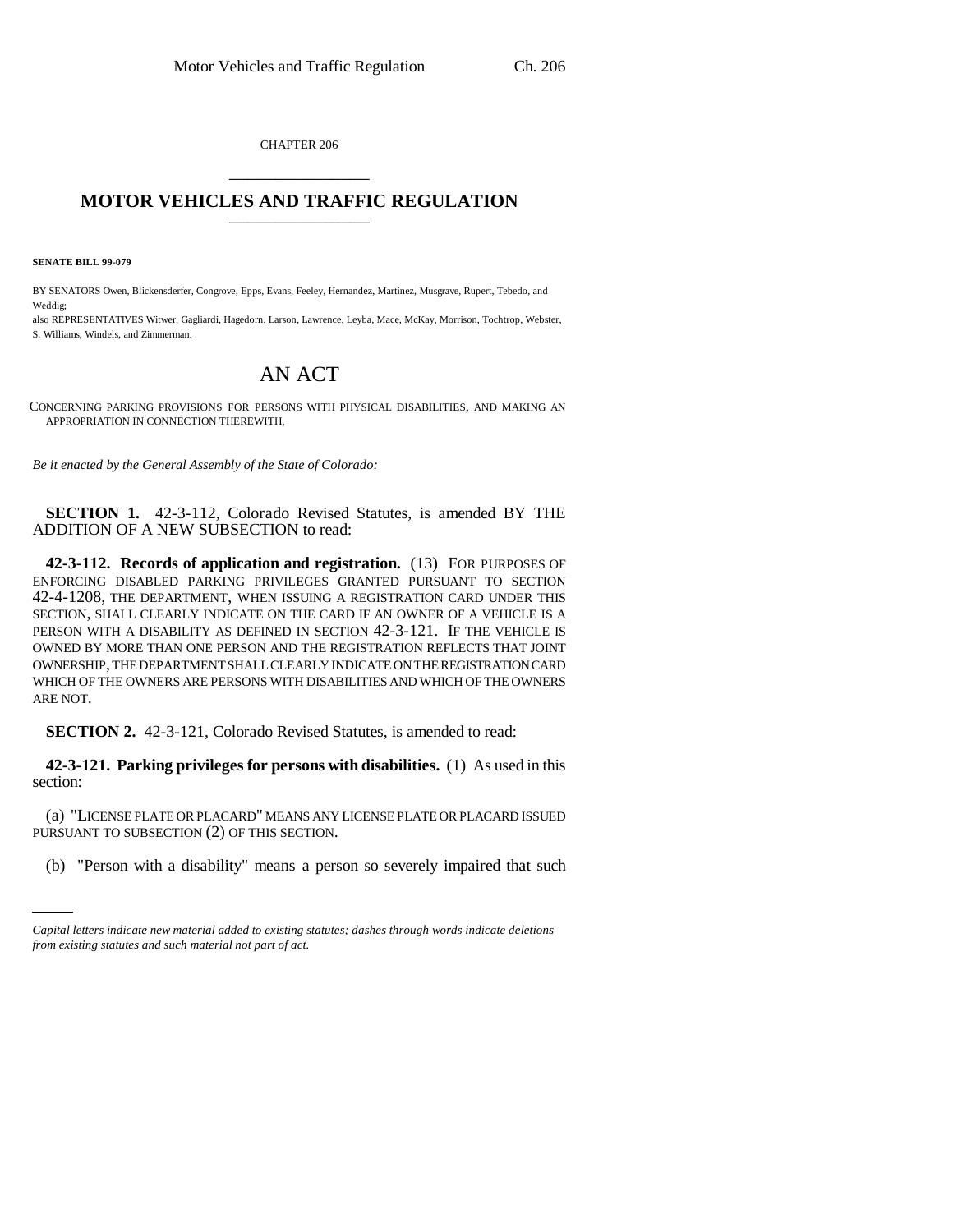CHAPTER 206

# MOTOR VEHICLES AND TRAFFIC REGULATION

**SENATE BILL 99-079**

BY SENATORS Owen, Blickensderfer, Congrove, Epps, Evans, Feeley, Hernandez, Martinez, Musgrave, Rupert, Tebedo, and Weddig;

also REPRESENTATIVES Witwer, Gagliardi, Hagedorn, Larson, Lawrence, Leyba, Mace, McKay, Morrison, Tochtrop, Webster, S. Williams, Windels, and Zimmerman.

## AN ACT

CONCERNING PARKING PROVISIONS FOR PERSONS WITH PHYSICAL DISABILITIES, AND MAKING AN APPROPRIATION IN CONNECTION THEREWITH.

*Be it enacted by the General Assembly of the State of Colorado:*

**SECTION 1.** 42-3-112, Colorado Revised Statutes, is amended BY THE ADDITION OF A NEW SUBSECTION to read:

**42-3-112. Records of application and registration.** (13) FOR PURPOSES OF ENFORCING DISABLED PARKING PRIVILEGES GRANTED PURSUANT TO SECTION 42-4-1208, THE DEPARTMENT, WHEN ISSUING A REGISTRATION CARD UNDER THIS SECTION, SHALL CLEARLY INDICATE ON THE CARD IF AN OWNER OF A VEHICLE IS A PERSON WITH A DISABILITY AS DEFINED IN SECTION 42-3-121. IF THE VEHICLE IS OWNED BY MORE THAN ONE PERSON AND THE REGISTRATION REFLECTS THAT JOINT OWNERSHIP, THE DEPARTMENT SHALL CLEARLY INDICATE ON THE REGISTRATION CARD WHICH OF THE OWNERS ARE PERSONS WITH DISABILITIES AND WHICH OF THE OWNERS ARE NOT.

**SECTION 2.** 42-3-121, Colorado Revised Statutes, is amended to read:

**42-3-121. Parking privileges for persons with disabilities.** (1) As used in this section:

(a) "LICENSE PLATE OR PLACARD" MEANS ANY LICENSE PLATE OR PLACARD ISSUED PURSUANT TO SUBSECTION (2) OF THIS SECTION.

(b) "Person with a disability" means a person so severely impaired that such

*Capital letters indicate new material added to existing statutes; dashes through words indicate deletions from existing statutes and such material not part of act.*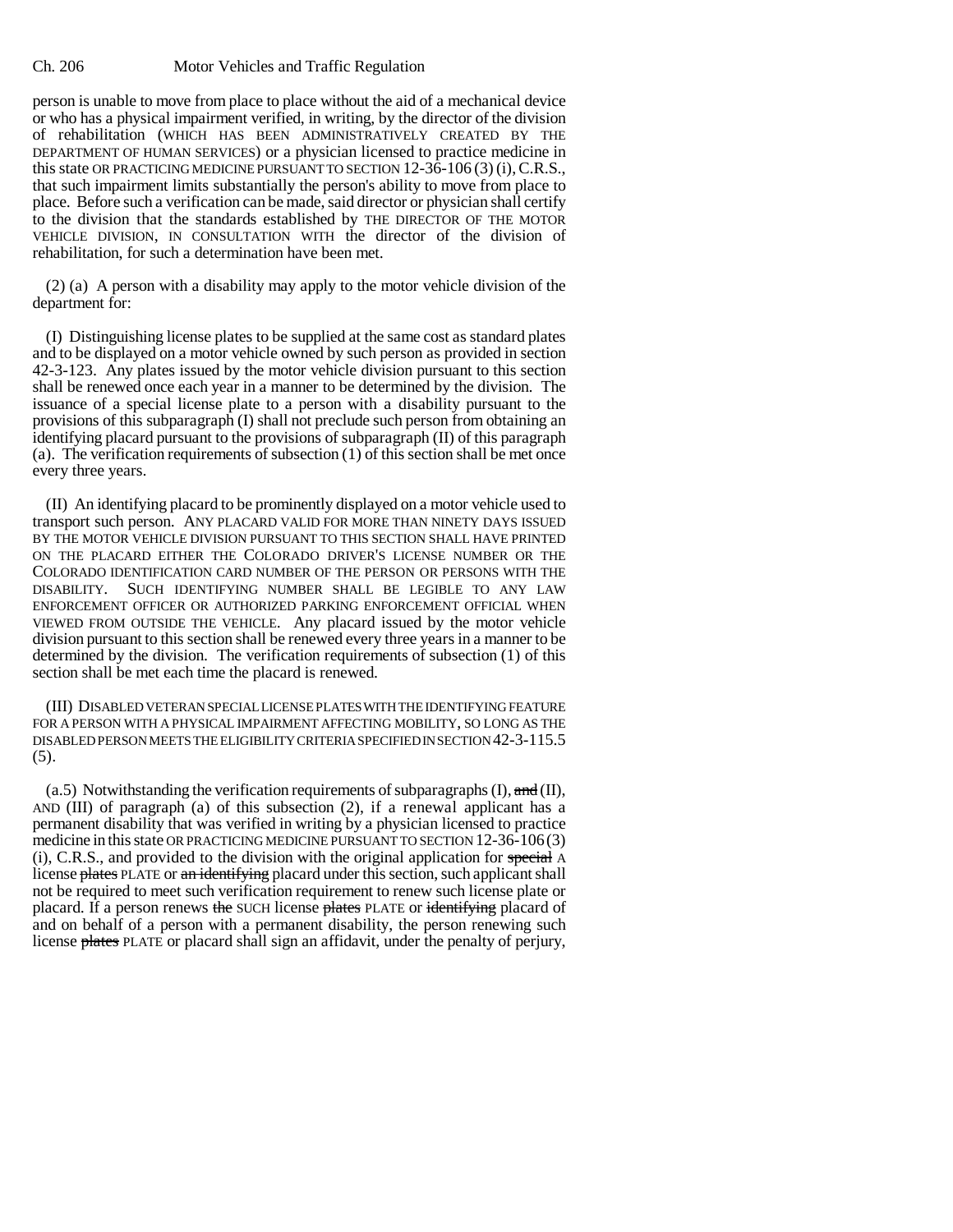person is unable to move from place to place without the aid of a mechanical device or who has a physical impairment verified, in writing, by the director of the division of rehabilitation (WHICH HAS BEEN ADMINISTRATIVELY CREATED BY THE DEPARTMENT OF HUMAN SERVICES) or a physician licensed to practice medicine in this state OR PRACTICING MEDICINE PURSUANT TO SECTION 12-36-106 (3) (i), C.R.S., that such impairment limits substantially the person's ability to move from place to place. Before such a verification can be made, said director or physician shall certify to the division that the standards established by THE DIRECTOR OF THE MOTOR VEHICLE DIVISION, IN CONSULTATION WITH the director of the division of rehabilitation, for such a determination have been met.

(2) (a) A person with a disability may apply to the motor vehicle division of the department for:

(I) Distinguishing license plates to be supplied at the same cost as standard plates and to be displayed on a motor vehicle owned by such person as provided in section 42-3-123. Any plates issued by the motor vehicle division pursuant to this section shall be renewed once each year in a manner to be determined by the division. The issuance of a special license plate to a person with a disability pursuant to the provisions of this subparagraph (I) shall not preclude such person from obtaining an identifying placard pursuant to the provisions of subparagraph (II) of this paragraph (a). The verification requirements of subsection (1) of this section shall be met once every three years.

(II) An identifying placard to be prominently displayed on a motor vehicle used to transport such person. ANY PLACARD VALID FOR MORE THAN NINETY DAYS ISSUED BY THE MOTOR VEHICLE DIVISION PURSUANT TO THIS SECTION SHALL HAVE PRINTED ON THE PLACARD EITHER THE COLORADO DRIVER'S LICENSE NUMBER OR THE COLORADO IDENTIFICATION CARD NUMBER OF THE PERSON OR PERSONS WITH THE DISABILITY. SUCH IDENTIFYING NUMBER SHALL BE LEGIBLE TO ANY LAW ENFORCEMENT OFFICER OR AUTHORIZED PARKING ENFORCEMENT OFFICIAL WHEN VIEWED FROM OUTSIDE THE VEHICLE. Any placard issued by the motor vehicle division pursuant to this section shall be renewed every three years in a manner to be determined by the division. The verification requirements of subsection (1) of this section shall be met each time the placard is renewed.

(III) DISABLED VETERAN SPECIAL LICENSE PLATES WITH THE IDENTIFYING FEATURE FOR A PERSON WITH A PHYSICAL IMPAIRMENT AFFECTING MOBILITY, SO LONG AS THE DISABLED PERSON MEETS THE ELIGIBILITY CRITERIA SPECIFIED IN SECTION 42-3-115.5 (5).

(a.5) Notwithstanding the verification requirements of subparagraphs (I), ~~and~~ (II), AND (III) of paragraph (a) of this subsection (2), if a renewal applicant has a permanent disability that was verified in writing by a physician licensed to practice medicine in this state OR PRACTICING MEDICINE PURSUANT TO SECTION 12-36-106 (3) (i), C.R.S., and provided to the division with the original application for ~~special~~ A license ~~plates~~ PLATE or ~~an identifying~~ placard under this section, such applicant shall not be required to meet such verification requirement to renew such license plate or placard. If a person renews ~~the~~ SUCH license ~~plates~~ PLATE or ~~identifying~~ placard of and on behalf of a person with a permanent disability, the person renewing such license ~~plates~~ PLATE or placard shall sign an affidavit, under the penalty of perjury,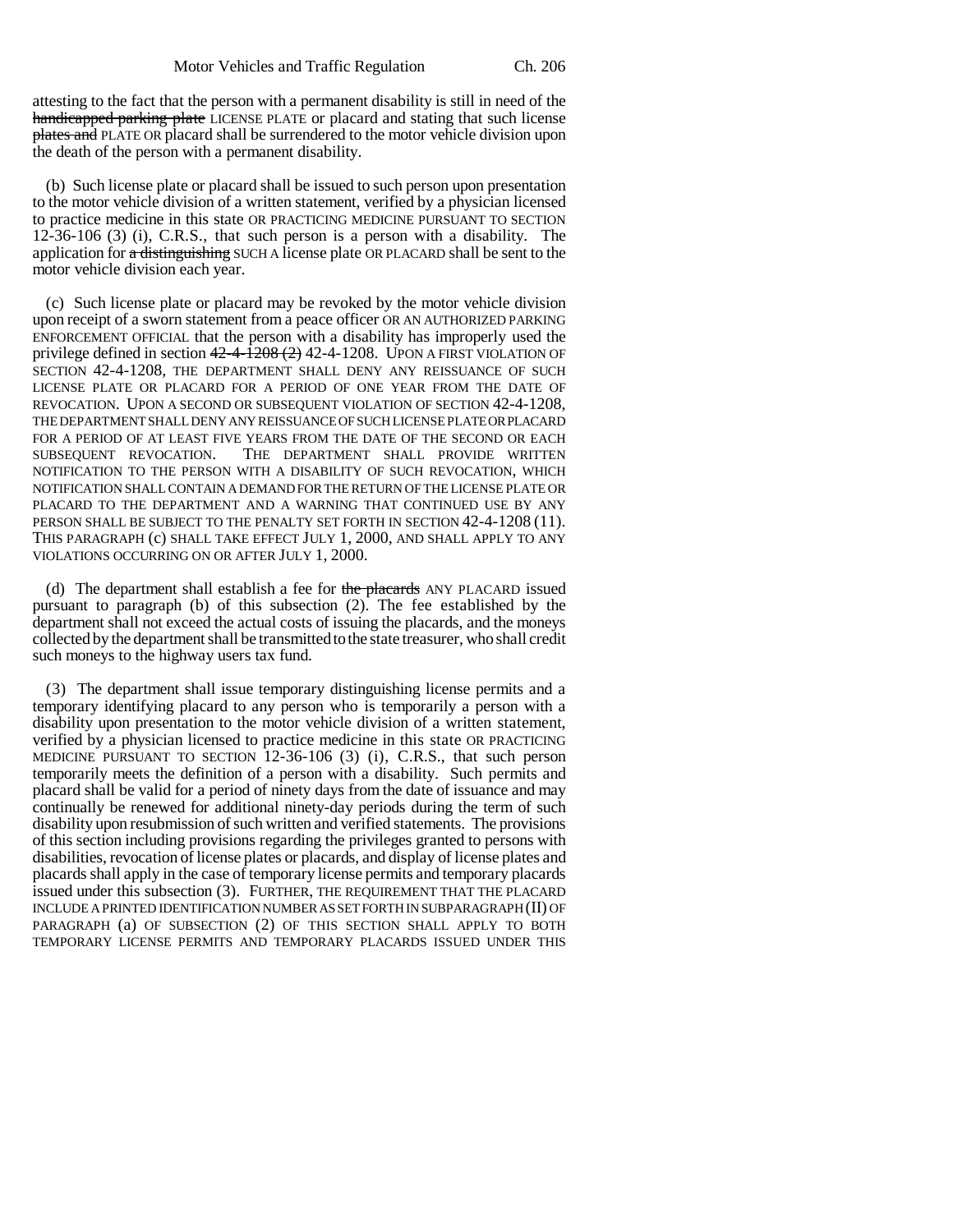attesting to the fact that the person with a permanent disability is still in need of the ~~handicapped parking plate~~ LICENSE PLATE or placard and stating that such license ~~plates and~~ PLATE OR placard shall be surrendered to the motor vehicle division upon the death of the person with a permanent disability.

(b) Such license plate or placard shall be issued to such person upon presentation to the motor vehicle division of a written statement, verified by a physician licensed to practice medicine in this state OR PRACTICING MEDICINE PURSUANT TO SECTION 12-36-106 (3) (i), C.R.S., that such person is a person with a disability. The application for ~~a distinguishing~~ SUCH A license plate OR PLACARD shall be sent to the motor vehicle division each year.

(c) Such license plate or placard may be revoked by the motor vehicle division upon receipt of a sworn statement from a peace officer OR AN AUTHORIZED PARKING ENFORCEMENT OFFICIAL that the person with a disability has improperly used the privilege defined in section ~~42-4-1208 (2)~~ 42-4-1208. UPON A FIRST VIOLATION OF SECTION 42-4-1208, THE DEPARTMENT SHALL DENY ANY REISSUANCE OF SUCH LICENSE PLATE OR PLACARD FOR A PERIOD OF ONE YEAR FROM THE DATE OF REVOCATION. UPON A SECOND OR SUBSEQUENT VIOLATION OF SECTION 42-4-1208, THE DEPARTMENT SHALL DENY ANY REISSUANCE OF SUCH LICENSE PLATE OR PLACARD FOR A PERIOD OF AT LEAST FIVE YEARS FROM THE DATE OF THE SECOND OR EACH SUBSEQUENT REVOCATION. THE DEPARTMENT SHALL PROVIDE WRITTEN NOTIFICATION TO THE PERSON WITH A DISABILITY OF SUCH REVOCATION, WHICH NOTIFICATION SHALL CONTAIN A DEMAND FOR THE RETURN OF THE LICENSE PLATE OR PLACARD TO THE DEPARTMENT AND A WARNING THAT CONTINUED USE BY ANY PERSON SHALL BE SUBJECT TO THE PENALTY SET FORTH IN SECTION 42-4-1208 (11). THIS PARAGRAPH (c) SHALL TAKE EFFECT JULY 1, 2000, AND SHALL APPLY TO ANY VIOLATIONS OCCURRING ON OR AFTER JULY 1, 2000.

(d) The department shall establish a fee for ~~the placards~~ ANY PLACARD issued pursuant to paragraph (b) of this subsection (2). The fee established by the department shall not exceed the actual costs of issuing the placards, and the moneys collected by the department shall be transmitted to the state treasurer, who shall credit such moneys to the highway users tax fund.

(3) The department shall issue temporary distinguishing license permits and a temporary identifying placard to any person who is temporarily a person with a disability upon presentation to the motor vehicle division of a written statement, verified by a physician licensed to practice medicine in this state OR PRACTICING MEDICINE PURSUANT TO SECTION 12-36-106 (3) (i), C.R.S., that such person temporarily meets the definition of a person with a disability. Such permits and placard shall be valid for a period of ninety days from the date of issuance and may continually be renewed for additional ninety-day periods during the term of such disability upon resubmission of such written and verified statements. The provisions of this section including provisions regarding the privileges granted to persons with disabilities, revocation of license plates or placards, and display of license plates and placards shall apply in the case of temporary license permits and temporary placards issued under this subsection (3). FURTHER, THE REQUIREMENT THAT THE PLACARD INCLUDE A PRINTED IDENTIFICATION NUMBER AS SET FORTH IN SUBPARAGRAPH (II) OF PARAGRAPH (a) OF SUBSECTION (2) OF THIS SECTION SHALL APPLY TO BOTH TEMPORARY LICENSE PERMITS AND TEMPORARY PLACARDS ISSUED UNDER THIS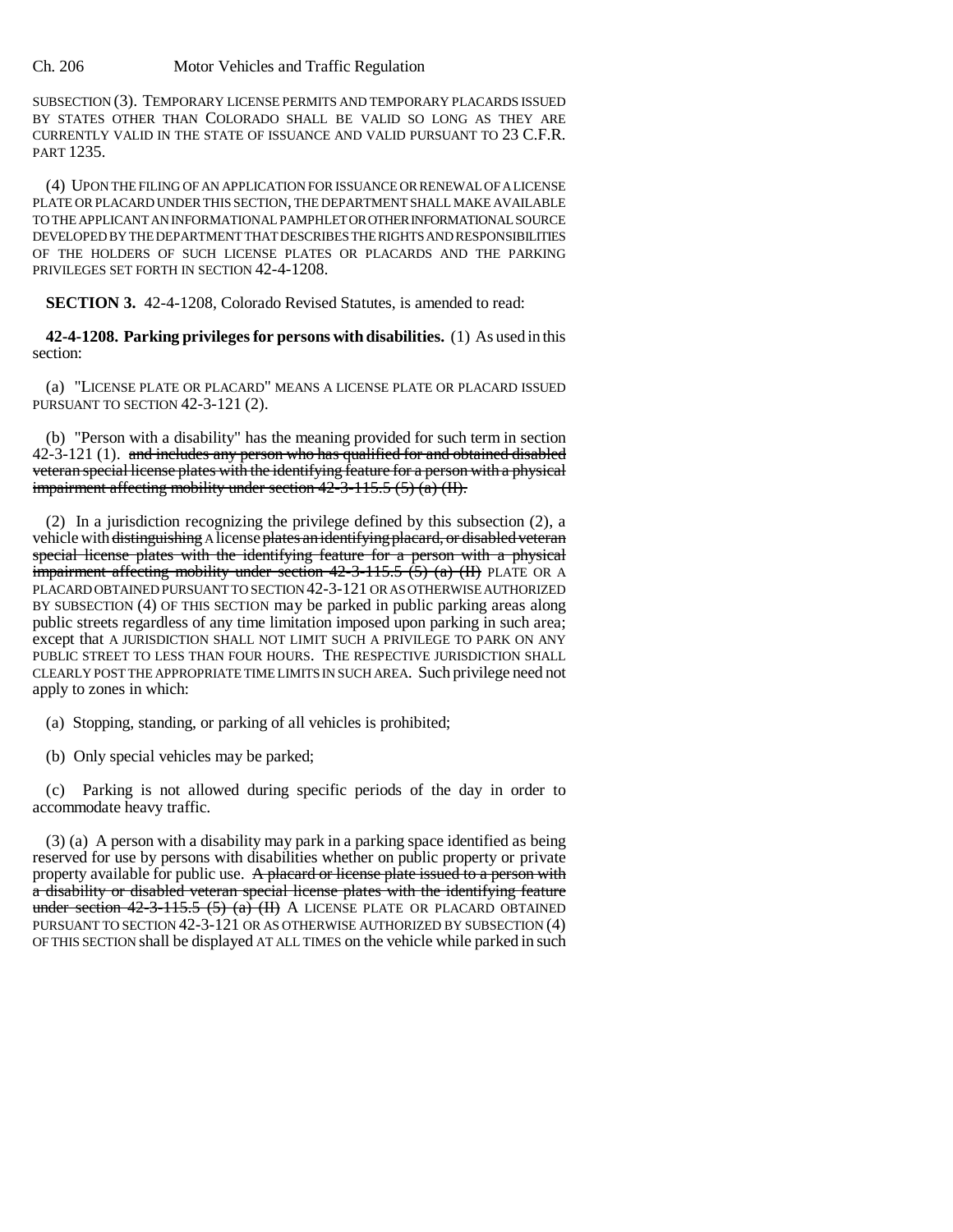SUBSECTION (3). TEMPORARY LICENSE PERMITS AND TEMPORARY PLACARDS ISSUED BY STATES OTHER THAN COLORADO SHALL BE VALID SO LONG AS THEY ARE CURRENTLY VALID IN THE STATE OF ISSUANCE AND VALID PURSUANT TO 23 C.F.R. PART 1235.

(4) UPON THE FILING OF AN APPLICATION FOR ISSUANCE OR RENEWAL OF A LICENSE PLATE OR PLACARD UNDER THIS SECTION, THE DEPARTMENT SHALL MAKE AVAILABLE TO THE APPLICANT AN INFORMATIONAL PAMPHLET OR OTHER INFORMATIONAL SOURCE DEVELOPED BY THE DEPARTMENT THAT DESCRIBES THE RIGHTS AND RESPONSIBILITIES OF THE HOLDERS OF SUCH LICENSE PLATES OR PLACARDS AND THE PARKING PRIVILEGES SET FORTH IN SECTION 42-4-1208.

**SECTION 3.** 42-4-1208, Colorado Revised Statutes, is amended to read:

**42-4-1208. Parking privileges for persons with disabilities.** (1) As used in this section:

(a) "LICENSE PLATE OR PLACARD" MEANS A LICENSE PLATE OR PLACARD ISSUED PURSUANT TO SECTION 42-3-121 (2).

(b) "Person with a disability" has the meaning provided for such term in section 42-3-121 (1). ~~and includes any person who has qualified for and obtained disabled veteran special license plates with the identifying feature for a person with a physical impairment affecting mobility under section 42-3-115.5 (5) (a) (II).~~

(2) In a jurisdiction recognizing the privilege defined by this subsection (2), a vehicle with ~~distinguishing~~ A license ~~plates an identifying placard, or disabled veteran special license plates with the identifying feature for a person with a physical impairment affecting mobility under section 42-3-115.5 (5) (a) (II)~~ PLATE OR A PLACARD OBTAINED PURSUANT TO SECTION 42-3-121 OR AS OTHERWISE AUTHORIZED BY SUBSECTION (4) OF THIS SECTION may be parked in public parking areas along public streets regardless of any time limitation imposed upon parking in such area; except that A JURISDICTION SHALL NOT LIMIT SUCH A PRIVILEGE TO PARK ON ANY PUBLIC STREET TO LESS THAN FOUR HOURS. THE RESPECTIVE JURISDICTION SHALL CLEARLY POST THE APPROPRIATE TIME LIMITS IN SUCH AREA. Such privilege need not apply to zones in which:

(a) Stopping, standing, or parking of all vehicles is prohibited;

(b) Only special vehicles may be parked;

(c) Parking is not allowed during specific periods of the day in order to accommodate heavy traffic.

(3) (a) A person with a disability may park in a parking space identified as being reserved for use by persons with disabilities whether on public property or private property available for public use. ~~A placard or license plate issued to a person with a disability or disabled veteran special license plates with the identifying feature under section 42-3-115.5 (5) (a) (II)~~ A LICENSE PLATE OR PLACARD OBTAINED PURSUANT TO SECTION 42-3-121 OR AS OTHERWISE AUTHORIZED BY SUBSECTION (4) OF THIS SECTION shall be displayed AT ALL TIMES on the vehicle while parked in such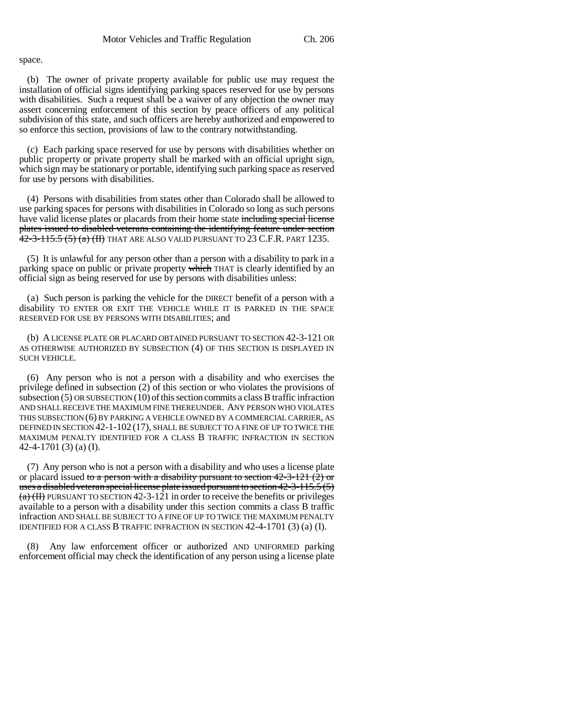space.

(b) The owner of private property available for public use may request the installation of official signs identifying parking spaces reserved for use by persons with disabilities. Such a request shall be a waiver of any objection the owner may assert concerning enforcement of this section by peace officers of any political subdivision of this state, and such officers are hereby authorized and empowered to so enforce this section, provisions of law to the contrary notwithstanding.

(c) Each parking space reserved for use by persons with disabilities whether on public property or private property shall be marked with an official upright sign, which sign may be stationary or portable, identifying such parking space as reserved for use by persons with disabilities.

(4) Persons with disabilities from states other than Colorado shall be allowed to use parking spaces for persons with disabilities in Colorado so long as such persons have valid license plates or placards from their home state ~~including special license plates issued to disabled veterans containing the identifying feature under section 42-3-115.5 (5) (a) (II)~~ THAT ARE ALSO VALID PURSUANT TO 23 C.F.R. PART 1235.

(5) It is unlawful for any person other than a person with a disability to park in a parking space on public or private property ~~which~~ THAT is clearly identified by an official sign as being reserved for use by persons with disabilities unless:

(a) Such person is parking the vehicle for the DIRECT benefit of a person with a disability TO ENTER OR EXIT THE VEHICLE WHILE IT IS PARKED IN THE SPACE RESERVED FOR USE BY PERSONS WITH DISABILITIES; and

(b) A LICENSE PLATE OR PLACARD OBTAINED PURSUANT TO SECTION 42-3-121 OR AS OTHERWISE AUTHORIZED BY SUBSECTION (4) OF THIS SECTION IS DISPLAYED IN SUCH VEHICLE.

(6) Any person who is not a person with a disability and who exercises the privilege defined in subsection (2) of this section or who violates the provisions of subsection (5) OR SUBSECTION (10) of this section commits a class B traffic infraction AND SHALL RECEIVE THE MAXIMUM FINE THEREUNDER. ANY PERSON WHO VIOLATES THIS SUBSECTION (6) BY PARKING A VEHICLE OWNED BY A COMMERCIAL CARRIER, AS DEFINED IN SECTION 42-1-102 (17), SHALL BE SUBJECT TO A FINE OF UP TO TWICE THE MAXIMUM PENALTY IDENTIFIED FOR A CLASS B TRAFFIC INFRACTION IN SECTION 42-4-1701 (3) (a) (I).

(7) Any person who is not a person with a disability and who uses a license plate or placard issued ~~to a person with a disability pursuant to section 42-3-121 (2) or uses a disabled veteran special license plate issued pursuant to section 42-3-115.5 (5) (a) (II)~~ PURSUANT TO SECTION 42-3-121 in order to receive the benefits or privileges available to a person with a disability under this section commits a class B traffic infraction AND SHALL BE SUBJECT TO A FINE OF UP TO TWICE THE MAXIMUM PENALTY IDENTIFIED FOR A CLASS B TRAFFIC INFRACTION IN SECTION 42-4-1701 (3) (a) (I).

(8) Any law enforcement officer or authorized AND UNIFORMED parking enforcement official may check the identification of any person using a license plate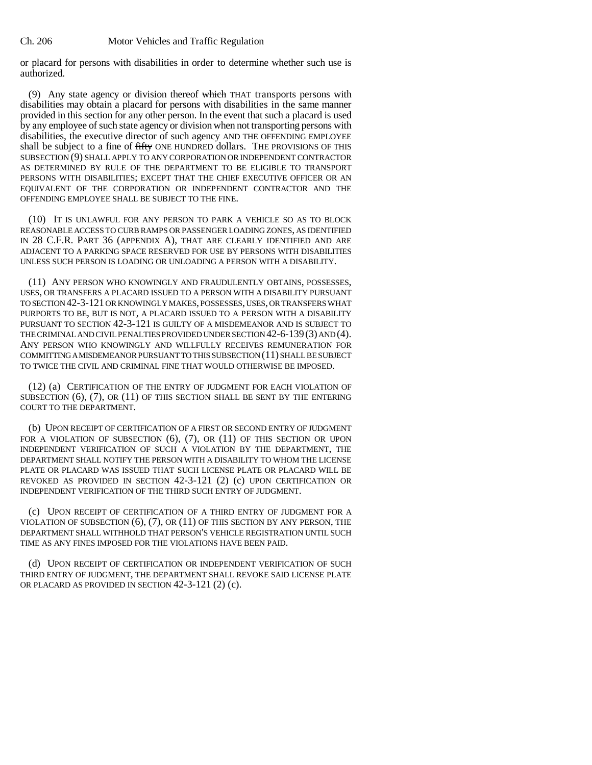or placard for persons with disabilities in order to determine whether such use is authorized.

(9) Any state agency or division thereof ~~which~~ THAT transports persons with disabilities may obtain a placard for persons with disabilities in the same manner provided in this section for any other person. In the event that such a placard is used by any employee of such state agency or division when not transporting persons with disabilities, the executive director of such agency AND THE OFFENDING EMPLOYEE shall be subject to a fine of ~~fifty~~ ONE HUNDRED dollars. THE PROVISIONS OF THIS SUBSECTION (9) SHALL APPLY TO ANY CORPORATION OR INDEPENDENT CONTRACTOR AS DETERMINED BY RULE OF THE DEPARTMENT TO BE ELIGIBLE TO TRANSPORT PERSONS WITH DISABILITIES; EXCEPT THAT THE CHIEF EXECUTIVE OFFICER OR AN EQUIVALENT OF THE CORPORATION OR INDEPENDENT CONTRACTOR AND THE OFFENDING EMPLOYEE SHALL BE SUBJECT TO THE FINE.

(10) IT IS UNLAWFUL FOR ANY PERSON TO PARK A VEHICLE SO AS TO BLOCK REASONABLE ACCESS TO CURB RAMPS OR PASSENGER LOADING ZONES, AS IDENTIFIED IN 28 C.F.R. PART 36 (APPENDIX A), THAT ARE CLEARLY IDENTIFIED AND ARE ADJACENT TO A PARKING SPACE RESERVED FOR USE BY PERSONS WITH DISABILITIES UNLESS SUCH PERSON IS LOADING OR UNLOADING A PERSON WITH A DISABILITY.

(11) ANY PERSON WHO KNOWINGLY AND FRAUDULENTLY OBTAINS, POSSESSES, USES, OR TRANSFERS A PLACARD ISSUED TO A PERSON WITH A DISABILITY PURSUANT TO SECTION 42-3-121 OR KNOWINGLY MAKES, POSSESSES, USES, OR TRANSFERS WHAT PURPORTS TO BE, BUT IS NOT, A PLACARD ISSUED TO A PERSON WITH A DISABILITY PURSUANT TO SECTION 42-3-121 IS GUILTY OF A MISDEMEANOR AND IS SUBJECT TO THE CRIMINAL AND CIVIL PENALTIES PROVIDED UNDER SECTION 42-6-139 (3) AND (4). ANY PERSON WHO KNOWINGLY AND WILLFULLY RECEIVES REMUNERATION FOR COMMITTING A MISDEMEANOR PURSUANT TO THIS SUBSECTION (11) SHALL BE SUBJECT TO TWICE THE CIVIL AND CRIMINAL FINE THAT WOULD OTHERWISE BE IMPOSED.

(12) (a) CERTIFICATION OF THE ENTRY OF JUDGMENT FOR EACH VIOLATION OF SUBSECTION (6), (7), OR (11) OF THIS SECTION SHALL BE SENT BY THE ENTERING COURT TO THE DEPARTMENT.

(b) UPON RECEIPT OF CERTIFICATION OF A FIRST OR SECOND ENTRY OF JUDGMENT FOR A VIOLATION OF SUBSECTION (6), (7), OR (11) OF THIS SECTION OR UPON INDEPENDENT VERIFICATION OF SUCH A VIOLATION BY THE DEPARTMENT, THE DEPARTMENT SHALL NOTIFY THE PERSON WITH A DISABILITY TO WHOM THE LICENSE PLATE OR PLACARD WAS ISSUED THAT SUCH LICENSE PLATE OR PLACARD WILL BE REVOKED AS PROVIDED IN SECTION 42-3-121 (2) (c) UPON CERTIFICATION OR INDEPENDENT VERIFICATION OF THE THIRD SUCH ENTRY OF JUDGMENT.

(c) UPON RECEIPT OF CERTIFICATION OF A THIRD ENTRY OF JUDGMENT FOR A VIOLATION OF SUBSECTION (6), (7), OR (11) OF THIS SECTION BY ANY PERSON, THE DEPARTMENT SHALL WITHHOLD THAT PERSON'S VEHICLE REGISTRATION UNTIL SUCH TIME AS ANY FINES IMPOSED FOR THE VIOLATIONS HAVE BEEN PAID.

(d) UPON RECEIPT OF CERTIFICATION OR INDEPENDENT VERIFICATION OF SUCH THIRD ENTRY OF JUDGMENT, THE DEPARTMENT SHALL REVOKE SAID LICENSE PLATE OR PLACARD AS PROVIDED IN SECTION 42-3-121 (2) (c).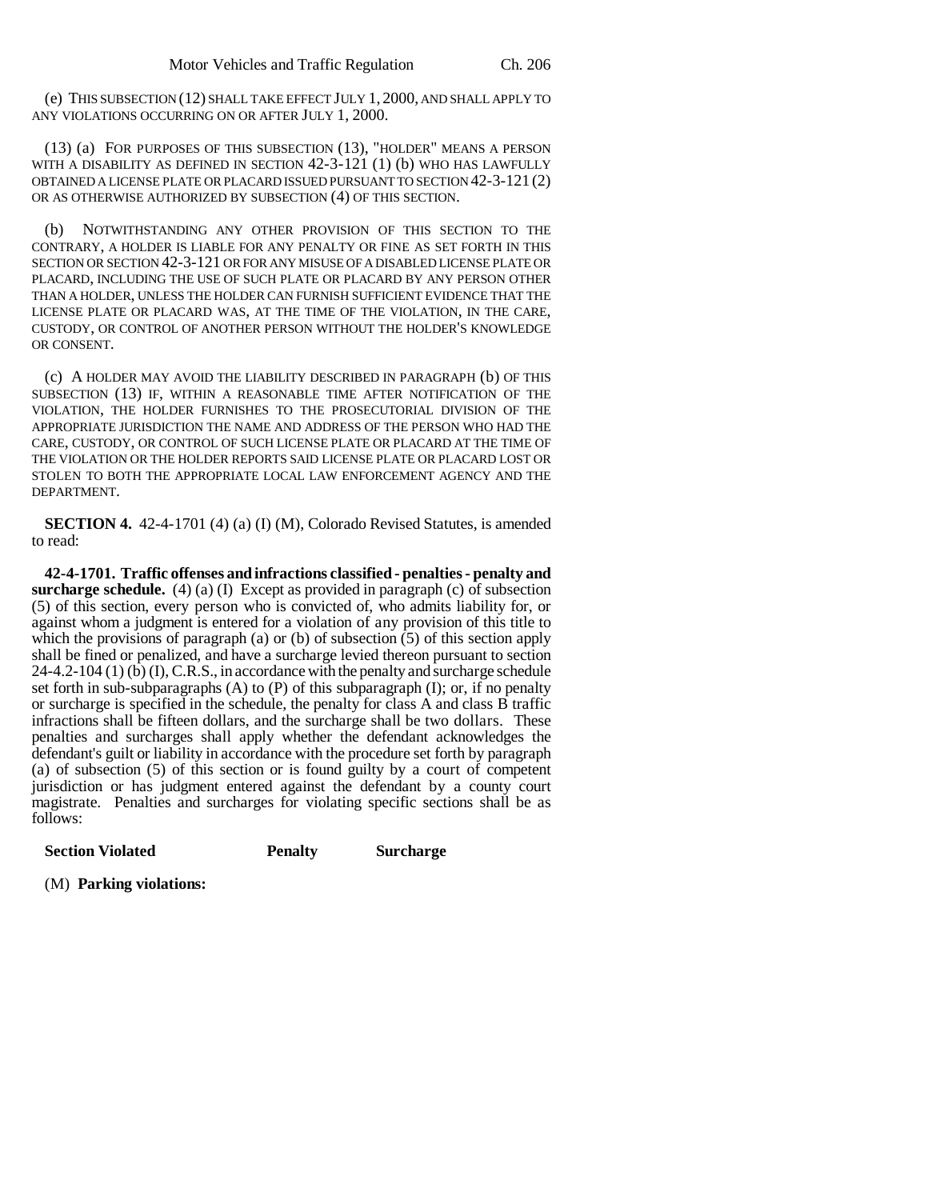(e) THIS SUBSECTION (12) SHALL TAKE EFFECT JULY 1, 2000, AND SHALL APPLY TO ANY VIOLATIONS OCCURRING ON OR AFTER JULY 1, 2000.

(13) (a) FOR PURPOSES OF THIS SUBSECTION (13), "HOLDER" MEANS A PERSON WITH A DISABILITY AS DEFINED IN SECTION 42-3-121 (1) (b) WHO HAS LAWFULLY OBTAINED A LICENSE PLATE OR PLACARD ISSUED PURSUANT TO SECTION 42-3-121 (2) OR AS OTHERWISE AUTHORIZED BY SUBSECTION (4) OF THIS SECTION.

(b) NOTWITHSTANDING ANY OTHER PROVISION OF THIS SECTION TO THE CONTRARY, A HOLDER IS LIABLE FOR ANY PENALTY OR FINE AS SET FORTH IN THIS SECTION OR SECTION 42-3-121 OR FOR ANY MISUSE OF A DISABLED LICENSE PLATE OR PLACARD, INCLUDING THE USE OF SUCH PLATE OR PLACARD BY ANY PERSON OTHER THAN A HOLDER, UNLESS THE HOLDER CAN FURNISH SUFFICIENT EVIDENCE THAT THE LICENSE PLATE OR PLACARD WAS, AT THE TIME OF THE VIOLATION, IN THE CARE, CUSTODY, OR CONTROL OF ANOTHER PERSON WITHOUT THE HOLDER'S KNOWLEDGE OR CONSENT.

(c) A HOLDER MAY AVOID THE LIABILITY DESCRIBED IN PARAGRAPH (b) OF THIS SUBSECTION (13) IF, WITHIN A REASONABLE TIME AFTER NOTIFICATION OF THE VIOLATION, THE HOLDER FURNISHES TO THE PROSECUTORIAL DIVISION OF THE APPROPRIATE JURISDICTION THE NAME AND ADDRESS OF THE PERSON WHO HAD THE CARE, CUSTODY, OR CONTROL OF SUCH LICENSE PLATE OR PLACARD AT THE TIME OF THE VIOLATION OR THE HOLDER REPORTS SAID LICENSE PLATE OR PLACARD LOST OR STOLEN TO BOTH THE APPROPRIATE LOCAL LAW ENFORCEMENT AGENCY AND THE DEPARTMENT.

**SECTION 4.** 42-4-1701 (4) (a) (I) (M), Colorado Revised Statutes, is amended to read:

**42-4-1701. Traffic offenses and infractions classified - penalties - penalty and surcharge schedule.** (4) (a) (I) Except as provided in paragraph (c) of subsection (5) of this section, every person who is convicted of, who admits liability for, or against whom a judgment is entered for a violation of any provision of this title to which the provisions of paragraph (a) or (b) of subsection (5) of this section apply shall be fined or penalized, and have a surcharge levied thereon pursuant to section 24-4.2-104 (1) (b) (I), C.R.S., in accordance with the penalty and surcharge schedule set forth in sub-subparagraphs (A) to (P) of this subparagraph (I); or, if no penalty or surcharge is specified in the schedule, the penalty for class A and class B traffic infractions shall be fifteen dollars, and the surcharge shall be two dollars. These penalties and surcharges shall apply whether the defendant acknowledges the defendant's guilt or liability in accordance with the procedure set forth by paragraph (a) of subsection (5) of this section or is found guilty by a court of competent jurisdiction or has judgment entered against the defendant by a county court magistrate. Penalties and surcharges for violating specific sections shall be as follows:

| **Section Violated** | **Penalty** | **Surcharge** |
|---|---|---|
| (M) **Parking violations:** | | |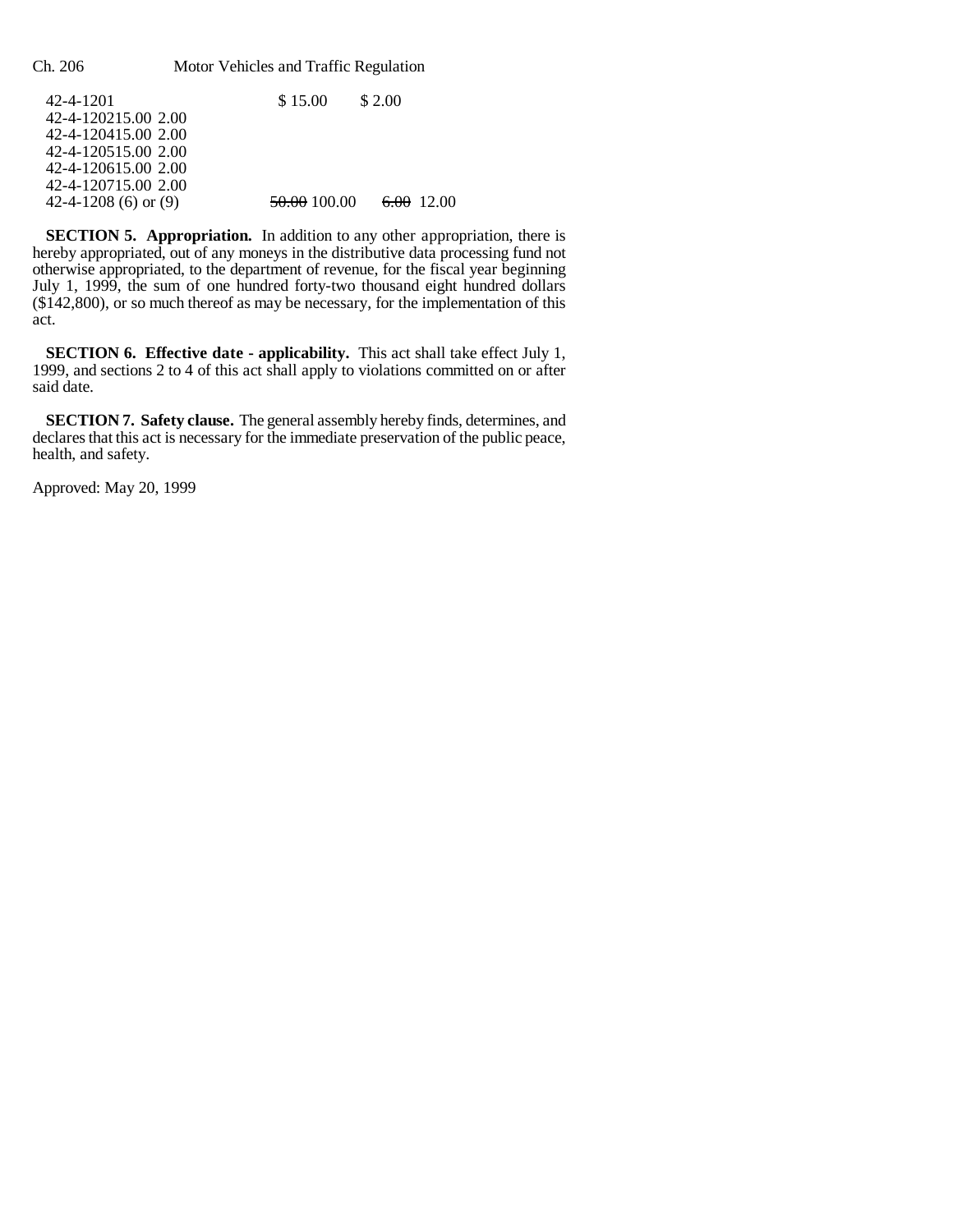| | | |
|---|---|---|
| 42-4-1201 | $ 15.00 | $ 2.00 |
| 42-4-1202 | 15.00 | 2.00 |
| 42-4-1204 | 15.00 | 2.00 |
| 42-4-1205 | 15.00 | 2.00 |
| 42-4-1206 | 15.00 | 2.00 |
| 42-4-1207 | 15.00 | 2.00 |
| 42-4-1208 (6) or (9) | ~~50.00~~ 100.00 | ~~6.00~~ 12.00 |

**SECTION 5. Appropriation.** In addition to any other appropriation, there is hereby appropriated, out of any moneys in the distributive data processing fund not otherwise appropriated, to the department of revenue, for the fiscal year beginning July 1, 1999, the sum of one hundred forty-two thousand eight hundred dollars ($142,800), or so much thereof as may be necessary, for the implementation of this act.

**SECTION 6. Effective date - applicability.** This act shall take effect July 1, 1999, and sections 2 to 4 of this act shall apply to violations committed on or after said date.

**SECTION 7. Safety clause.** The general assembly hereby finds, determines, and declares that this act is necessary for the immediate preservation of the public peace, health, and safety.

Approved: May 20, 1999